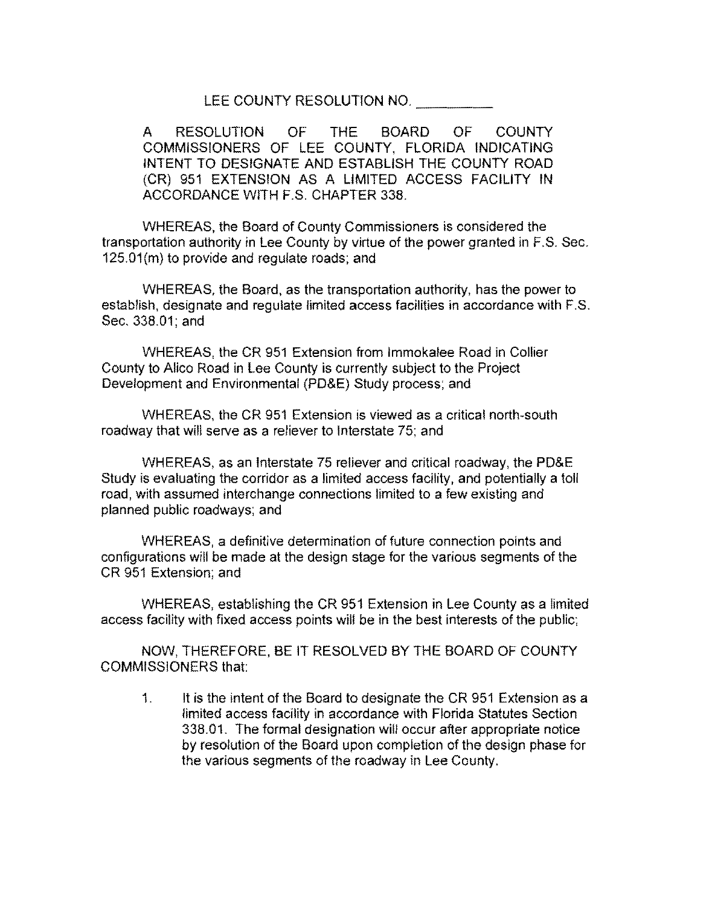# LEE COUNTY RESOLUTION NO. __________

A RESOLUTION OF THE BOARD OF COUNTY COMMISSIONERS OF LEE COUNTY, FLORIDA INDICATING INTENT TO DESIGNATE AND ESTABLISH THE COUNTY ROAD (CR) 951 EXTENSION AS A LIMITED ACCESS FACILITY IN ACCORDANCE WITH F.S. CHAPTER 338.

WHEREAS, the Board of County Commissioners is considered the transportation authority in Lee County by virtue of the power granted in F.S. Sec. 125.01(m) to provide and regulate roads; and

WHEREAS, the Board, as the transportation authority, has the power to establish, designate and regulate limited access facilities in accordance with F.S. Sec. 338.01; and

WHEREAS, the CR 951 Extension from Immokalee Road in Collier County to Alico Road in Lee County is currently subject to the Project Development and Environmental (PD&E) Study process; and

WHEREAS, the CR 951 Extension is viewed as a critical north-south roadway that will serve as a reliever to Interstate 75; and

WHEREAS, as an Interstate 75 reliever and critical roadway, the PD&E Study is evaluating the corridor as a limited access facility, and potentially a toll road, with assumed interchange connections limited to a few existing and planned public roadways; and

WHEREAS, a definitive determination of future connection points and configurations will be made at the design stage for the various segments of the CR 951 Extension; and

WHEREAS, establishing the CR 951 Extension in Lee County as a limited access facility with fixed access points will be in the best interests of the public;

NOW, THEREFORE, BE IT RESOLVED BY THE BOARD OF COUNTY COMMISSIONERS that:

1. It is the intent of the Board to designate the CR 951 Extension as a limited access facility in accordance with Florida Statutes Section 338.01. The formal designation will occur after appropriate notice by resolution of the Board upon completion of the design phase for the various segments of the roadway in Lee County.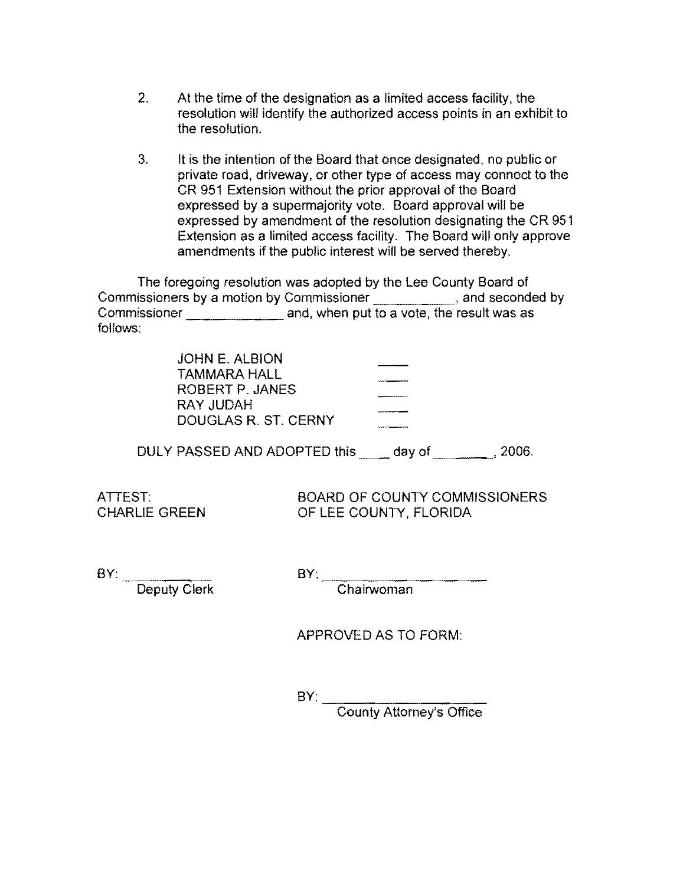2. At the time of the designation as a limited access facility, the resolution will identify the authorized access points in an exhibit to the resolution.

3. It is the intention of the Board that once designated, no public or private road, driveway, or other type of access may connect to the CR 951 Extension without the prior approval of the Board expressed by a supermajority vote. Board approval will be expressed by amendment of the resolution designating the CR 951 Extension as a limited access facility. The Board will only approve amendments if the public interest will be served thereby.

The foregoing resolution was adopted by the Lee County Board of Commissioners by a motion by Commissioner __________, and seconded by Commissioner __________ and, when put to a vote, the result was as follows:

| | |
|---|---|
| JOHN E. ALBION | ____ |
| TAMMARA HALL | ____ |
| ROBERT P. JANES | ____ |
| RAY JUDAH | ____ |
| DOUGLAS R. ST. CERNY | ____ |

DULY PASSED AND ADOPTED this ____ day of ________, 2006.

ATTEST:
CHARLIE GREEN

BOARD OF COUNTY COMMISSIONERS
OF LEE COUNTY, FLORIDA

BY: __________
Deputy Clerk

BY: ____________________
Chairwoman

APPROVED AS TO FORM:

BY: ____________________
County Attorney's Office